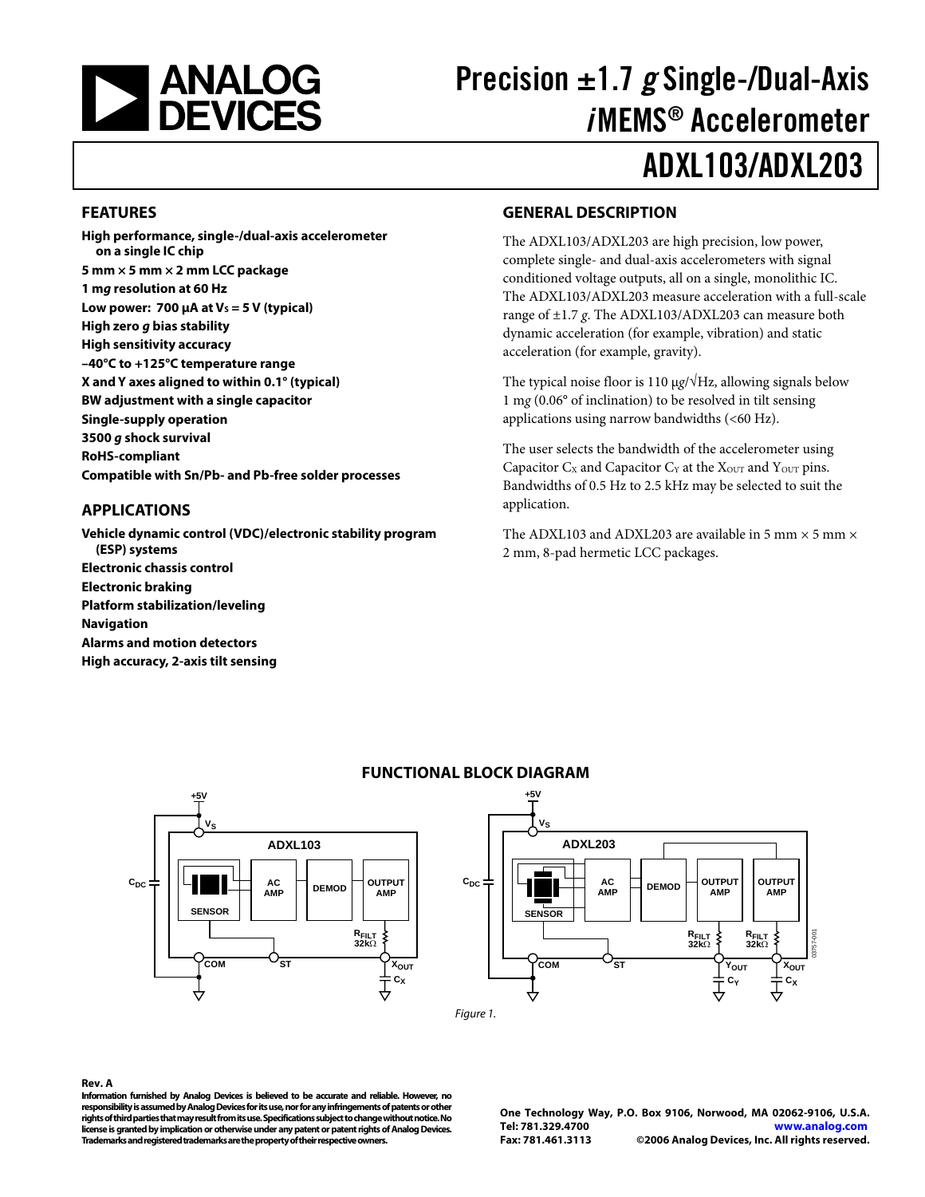# Precision ±1.7 *g* Single-/Dual-Axis *i*MEMS® Accelerometer

# ADXL103/ADXL203

## FEATURES

**High performance, single-/dual-axis accelerometer on a single IC chip**
**5 mm × 5 mm × 2 mm LCC package**
**1 m*g* resolution at 60 Hz**
**Low power: 700 μA at $V_S$ = 5 V (typical)**
**High zero *g* bias stability**
**High sensitivity accuracy**
**–40°C to +125°C temperature range**
**X and Y axes aligned to within 0.1° (typical)**
**BW adjustment with a single capacitor**
**Single-supply operation**
**3500 *g* shock survival**
**RoHS-compliant**
**Compatible with Sn/Pb- and Pb-free solder processes**

## APPLICATIONS

**Vehicle dynamic control (VDC)/electronic stability program (ESP) systems**
**Electronic chassis control**
**Electronic braking**
**Platform stabilization/leveling**
**Navigation**
**Alarms and motion detectors**
**High accuracy, 2-axis tilt sensing**

## GENERAL DESCRIPTION

The ADXL103/ADXL203 are high precision, low power, complete single- and dual-axis accelerometers with signal conditioned voltage outputs, all on a single, monolithic IC. The ADXL103/ADXL203 measure acceleration with a full-scale range of ±1.7 *g*. The ADXL103/ADXL203 can measure both dynamic acceleration (for example, vibration) and static acceleration (for example, gravity).

The typical noise floor is 110 μ*g*/√Hz, allowing signals below 1 m*g* (0.06° of inclination) to be resolved in tilt sensing applications using narrow bandwidths (<60 Hz).

The user selects the bandwidth of the accelerometer using Capacitor $C_X$ and Capacitor $C_Y$ at the $X_{OUT}$ and $Y_{OUT}$ pins. Bandwidths of 0.5 Hz to 2.5 kHz may be selected to suit the application.

The ADXL103 and ADXL203 are available in 5 mm × 5 mm × 2 mm, 8-pad hermetic LCC packages.

## FUNCTIONAL BLOCK DIAGRAM

+5V
$V_S$
$C_{DC}$
ADXL103
SENSOR
AC AMP
DEMOD
OUTPUT AMP
$R_{FILT}$ 32kΩ
COM
ST
$X_{OUT}$
$C_X$

+5V
$V_S$
$C_{DC}$
ADXL203
SENSOR
AC AMP
DEMOD
OUTPUT AMP
OUTPUT AMP
$R_{FILT}$ 32kΩ
$R_{FILT}$ 32kΩ
COM
ST
$Y_{OUT}$
$C_Y$
$X_{OUT}$
$C_X$
03757-001

*Figure 1.*

**Rev. A**

**Information furnished by Analog Devices is believed to be accurate and reliable. However, no responsibility is assumed by Analog Devices for its use, nor for any infringements of patents or other rights of third parties that may result from its use. Specifications subject to change without notice. No license is granted by implication or otherwise under any patent or patent rights of Analog Devices. Trademarks and registered trademarks are the property of their respective owners.**

**One Technology Way, P.O. Box 9106, Norwood, MA 02062-9106, U.S.A.**
**Tel: 781.329.4700 www.analog.com**
**Fax: 781.461.3113 ©2006 Analog Devices, Inc. All rights reserved.**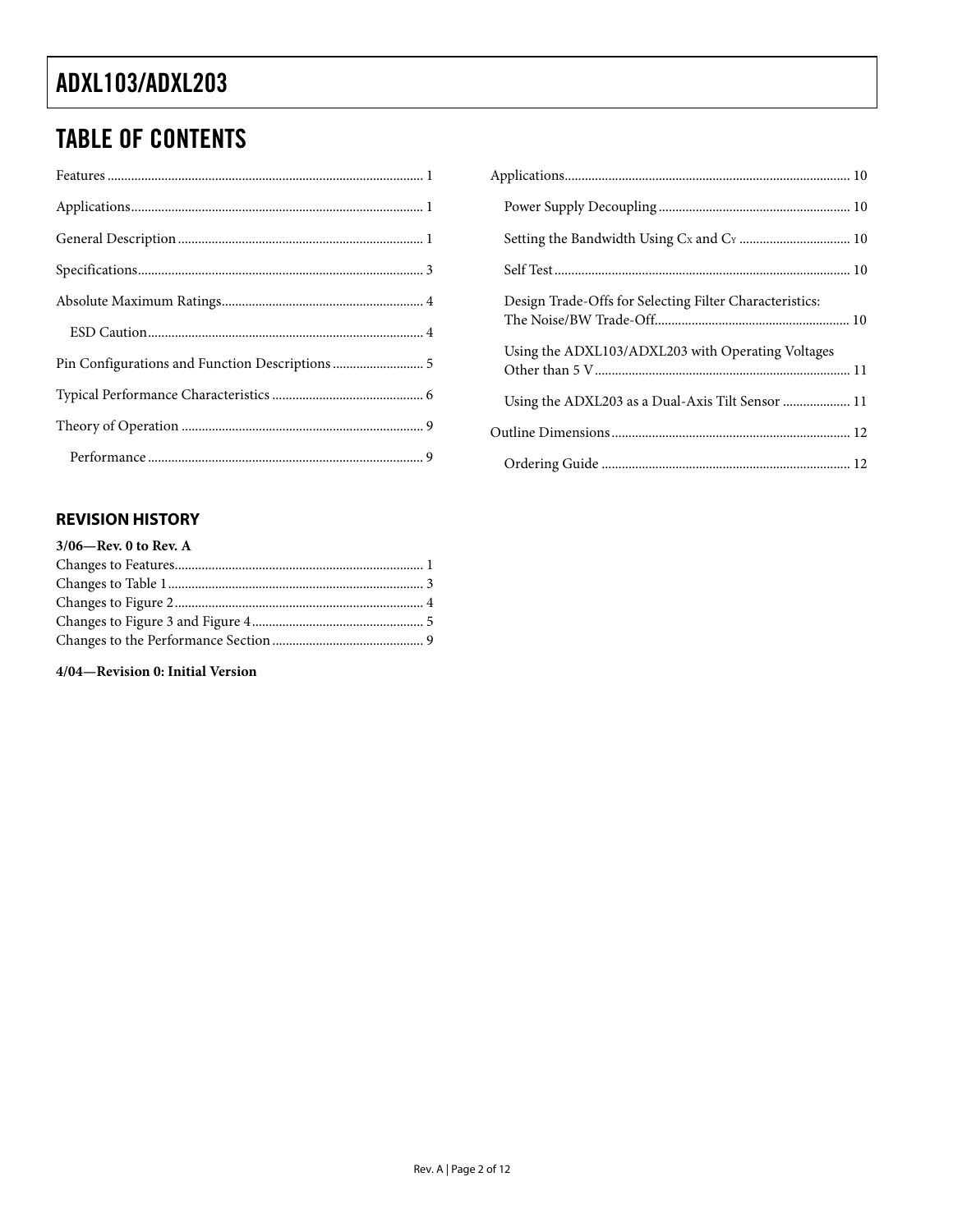## TABLE OF CONTENTS

Features ............................................................................................ 1

Applications...................................................................................... 1

General Description ........................................................................ 1

Specifications.................................................................................... 3

Absolute Maximum Ratings............................................................ 4

ESD Caution.................................................................................. 4

Pin Configurations and Function Descriptions ........................... 5

Typical Performance Characteristics ............................................. 6

Theory of Operation ........................................................................ 9

Performance .................................................................................. 9

Applications.................................................................................... 10

Power Supply Decoupling ......................................................... 10

Setting the Bandwidth Using $C_X$ and $C_Y$ ................................. 10

Self Test........................................................................................ 10

Design Trade-Offs for Selecting Filter Characteristics: The Noise/BW Trade-Off.......................................................... 10

Using the ADXL103/ADXL203 with Operating Voltages Other than 5 V ............................................................................ 11

Using the ADXL203 as a Dual-Axis Tilt Sensor .................... 11

Outline Dimensions ....................................................................... 12

Ordering Guide .......................................................................... 12

### REVISION HISTORY

**3/06—Rev. 0 to Rev. A**

Changes to Features.......................................................................... 1
Changes to Table 1............................................................................ 3
Changes to Figure 2.......................................................................... 4
Changes to Figure 3 and Figure 4................................................... 5
Changes to the Performance Section ............................................. 9

**4/04—Revision 0: Initial Version**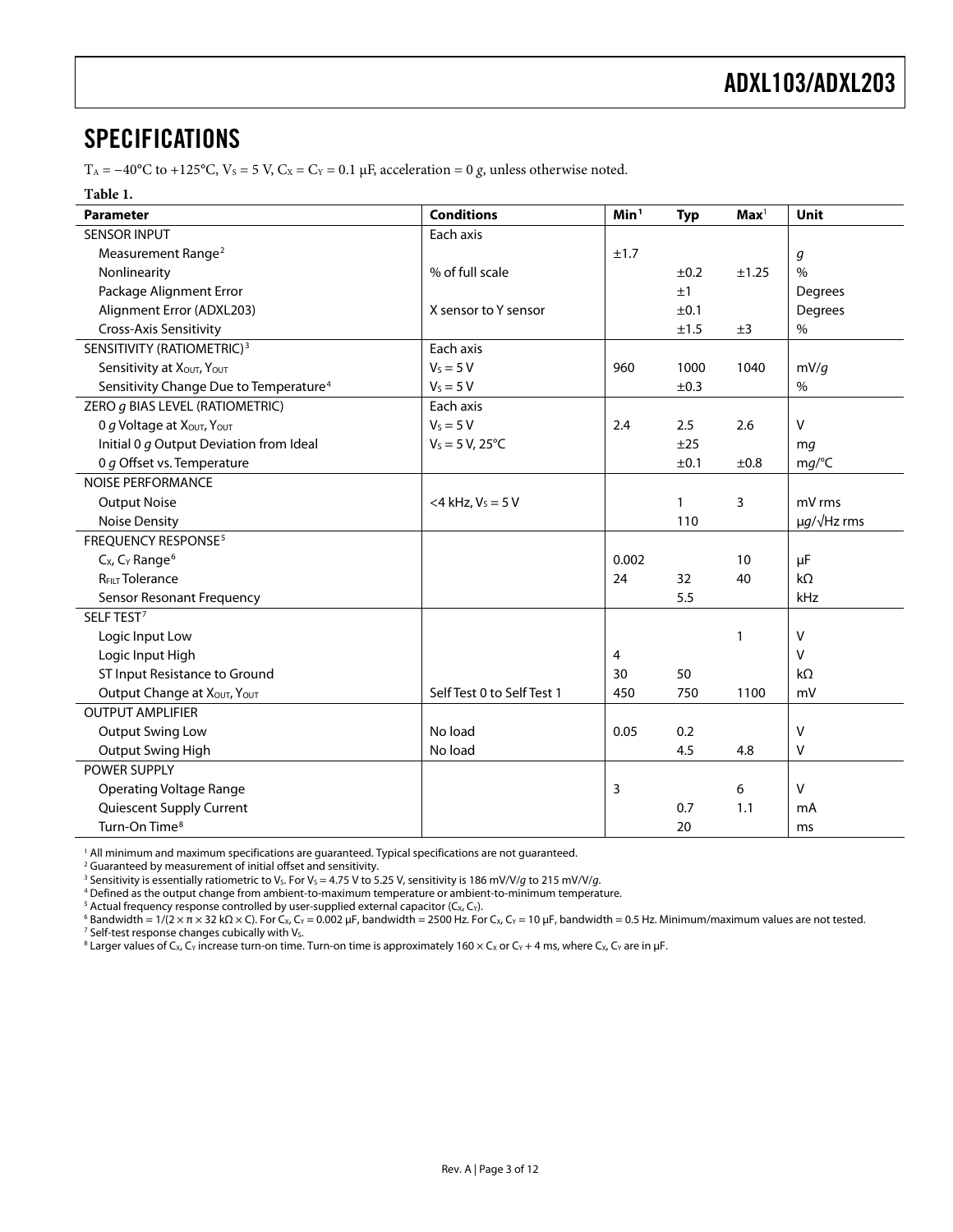## SPECIFICATIONS

$T_A = -40°C$ to $+125°C$, $V_S = 5$ V, $C_X = C_Y = 0.1$ µF, acceleration = 0 *g*, unless otherwise noted.

**Table 1.**

| Parameter | Conditions | Min[1] | Typ | Max[1] | Unit |
|---|---|---|---|---|---|
| SENSOR INPUT | Each axis | | | | |
| Measurement Range[2] | | ±1.7 | | | *g* |
| Nonlinearity | % of full scale | | ±0.2 | ±1.25 | % |
| Package Alignment Error | | | ±1 | | Degrees |
| Alignment Error (ADXL203) | X sensor to Y sensor | | ±0.1 | | Degrees |
| Cross-Axis Sensitivity | | | ±1.5 | ±3 | % |
| SENSITIVITY (RATIOMETRIC)[3] | Each axis | | | | |
| Sensitivity at $X_{OUT}$, $Y_{OUT}$ | $V_S = 5$ V | 960 | 1000 | 1040 | mV/*g* |
| Sensitivity Change Due to Temperature[4] | $V_S = 5$ V | | ±0.3 | | % |
| ZERO *g* BIAS LEVEL (RATIOMETRIC) | Each axis | | | | |
| 0 *g* Voltage at $X_{OUT}$, $Y_{OUT}$ | $V_S = 5$ V | 2.4 | 2.5 | 2.6 | V |
| Initial 0 *g* Output Deviation from Ideal | $V_S = 5$ V, 25°C | | ±25 | | m*g* |
| 0 *g* Offset vs. Temperature | | | ±0.1 | ±0.8 | m*g*/°C |
| NOISE PERFORMANCE | | | | | |
| Output Noise | <4 kHz, $V_S = 5$ V | | 1 | 3 | mV rms |
| Noise Density | | | 110 | | µ*g*/√Hz rms |
| FREQUENCY RESPONSE[5] | | | | | |
| $C_X$, $C_Y$ Range[6] | | 0.002 | | 10 | µF |
| $R_{FILT}$ Tolerance | | 24 | 32 | 40 | kΩ |
| Sensor Resonant Frequency | | | 5.5 | | kHz |
| SELF TEST[7] | | | | | |
| Logic Input Low | | | | 1 | V |
| Logic Input High | | 4 | | | V |
| ST Input Resistance to Ground | | 30 | 50 | | kΩ |
| Output Change at $X_{OUT}$, $Y_{OUT}$ | Self Test 0 to Self Test 1 | 450 | 750 | 1100 | mV |
| OUTPUT AMPLIFIER | | | | | |
| Output Swing Low | No load | 0.05 | 0.2 | | V |
| Output Swing High | No load | | 4.5 | 4.8 | V |
| POWER SUPPLY | | | | | |
| Operating Voltage Range | | 3 | | 6 | V |
| Quiescent Supply Current | | | 0.7 | 1.1 | mA |
| Turn-On Time[8] | | | 20 | | ms |

[1] All minimum and maximum specifications are guaranteed. Typical specifications are not guaranteed.
[2] Guaranteed by measurement of initial offset and sensitivity.
[3] Sensitivity is essentially ratiometric to $V_S$. For $V_S = 4.75$ V to 5.25 V, sensitivity is 186 mV/V/*g* to 215 mV/V/*g*.
[4] Defined as the output change from ambient-to-maximum temperature or ambient-to-minimum temperature.
[5] Actual frequency response controlled by user-supplied external capacitor ($C_X$, $C_Y$).
[6] Bandwidth = $1/(2 \times \pi \times 32\ k\Omega \times C)$. For $C_X$, $C_Y = 0.002$ µF, bandwidth = 2500 Hz. For $C_X$, $C_Y = 10$ µF, bandwidth = 0.5 Hz. Minimum/maximum values are not tested.
[7] Self-test response changes cubically with $V_S$.
[8] Larger values of $C_X$, $C_Y$ increase turn-on time. Turn-on time is approximately $160 \times C_X$ or $C_Y + 4$ ms, where $C_X$, $C_Y$ are in µF.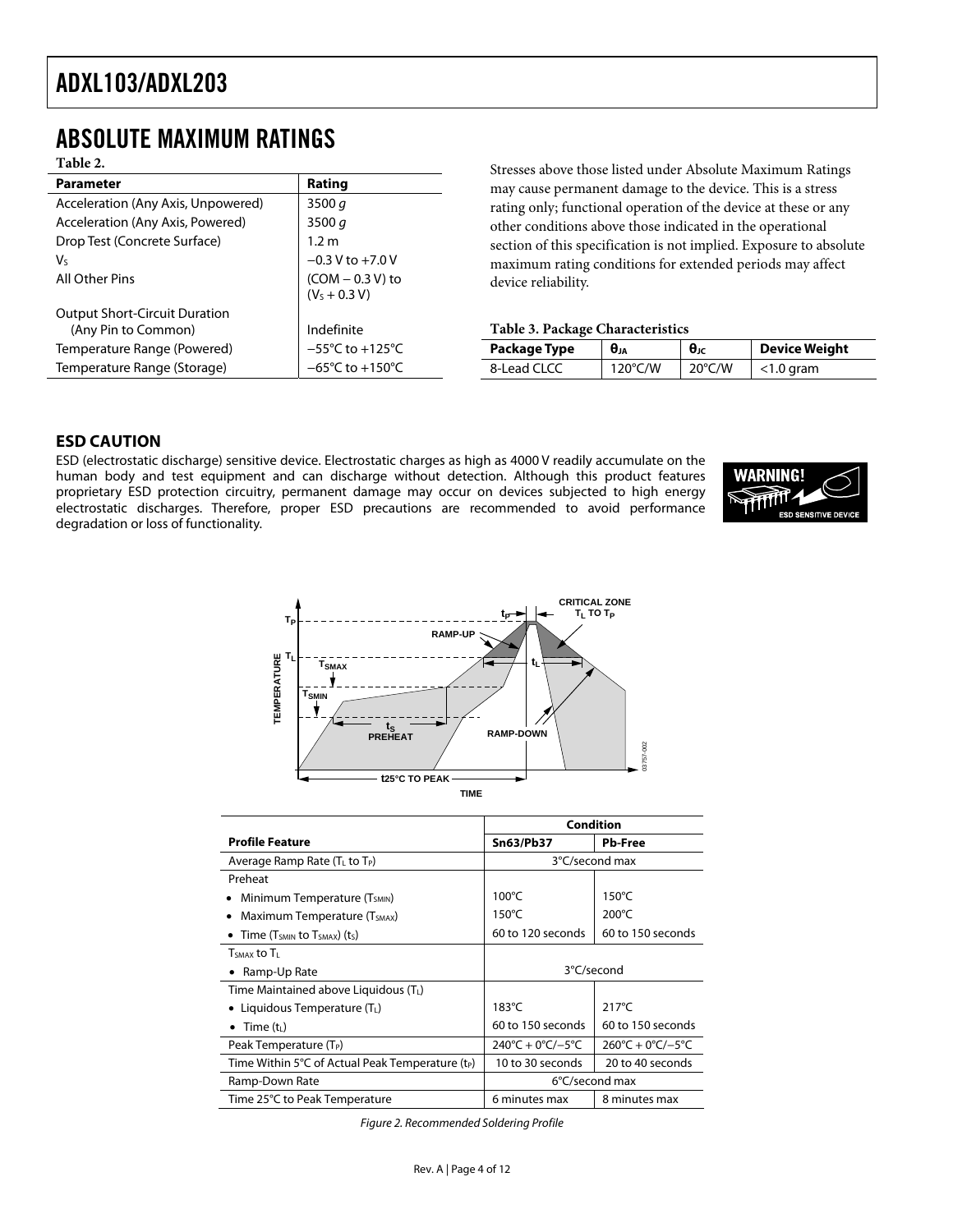# ABSOLUTE MAXIMUM RATINGS

**Table 2.**

| Parameter | Rating |
|---|---|
| Acceleration (Any Axis, Unpowered) | 3500 *g* |
| Acceleration (Any Axis, Powered) | 3500 *g* |
| Drop Test (Concrete Surface) | 1.2 m |
| $V_S$ | −0.3 V to +7.0 V |
| All Other Pins | (COM − 0.3 V) to ($V_S$ + 0.3 V) |
| Output Short-Circuit Duration (Any Pin to Common) | Indefinite |
| Temperature Range (Powered) | −55°C to +125°C |
| Temperature Range (Storage) | −65°C to +150°C |

Stresses above those listed under Absolute Maximum Ratings may cause permanent damage to the device. This is a stress rating only; functional operation of the device at these or any other conditions above those indicated in the operational section of this specification is not implied. Exposure to absolute maximum rating conditions for extended periods may affect device reliability.

**Table 3. Package Characteristics**

| Package Type | $\theta_{JA}$ | $\theta_{JC}$ | Device Weight |
|---|---|---|---|
| 8-Lead CLCC | 120°C/W | 20°C/W | <1.0 gram |

## ESD CAUTION

ESD (electrostatic discharge) sensitive device. Electrostatic charges as high as 4000 V readily accumulate on the human body and test equipment and can discharge without detection. Although this product features proprietary ESD protection circuitry, permanent damage may occur on devices subjected to high energy electrostatic discharges. Therefore, proper ESD precautions are recommended to avoid performance degradation or loss of functionality.

WARNING!
ESD SENSITIVE DEVICE

TEMPERATURE
TIME
$T_P$
$T_L$
$T_{SMAX}$
$T_{SMIN}$
$t_P$
$t_L$
$t_S$
PREHEAT
RAMP-UP
RAMP-DOWN
CRITICAL ZONE
$T_L$ TO $T_P$
t25°C TO PEAK
03757-002

| | Condition | |
|---|---|---|
| **Profile Feature** | **Sn63/Pb37** | **Pb-Free** |
| Average Ramp Rate ($T_L$ to $T_P$) | 3°C/second max | |
| Preheat | | |
| • Minimum Temperature ($T_{SMIN}$) | 100°C | 150°C |
| • Maximum Temperature ($T_{SMAX}$) | 150°C | 200°C |
| • Time ($T_{SMIN}$ to $T_{SMAX}$) ($t_S$) | 60 to 120 seconds | 60 to 150 seconds |
| $T_{SMAX}$ to $T_L$ | | |
| • Ramp-Up Rate | 3°C/second | |
| Time Maintained above Liquidous ($T_L$) | | |
| • Liquidous Temperature ($T_L$) | 183°C | 217°C |
| • Time ($t_L$) | 60 to 150 seconds | 60 to 150 seconds |
| Peak Temperature ($T_P$) | 240°C + 0°C/−5°C | 260°C + 0°C/−5°C |
| Time Within 5°C of Actual Peak Temperature ($t_P$) | 10 to 30 seconds | 20 to 40 seconds |
| Ramp-Down Rate | 6°C/second max | |
| Time 25°C to Peak Temperature | 6 minutes max | 8 minutes max |

*Figure 2. Recommended Soldering Profile*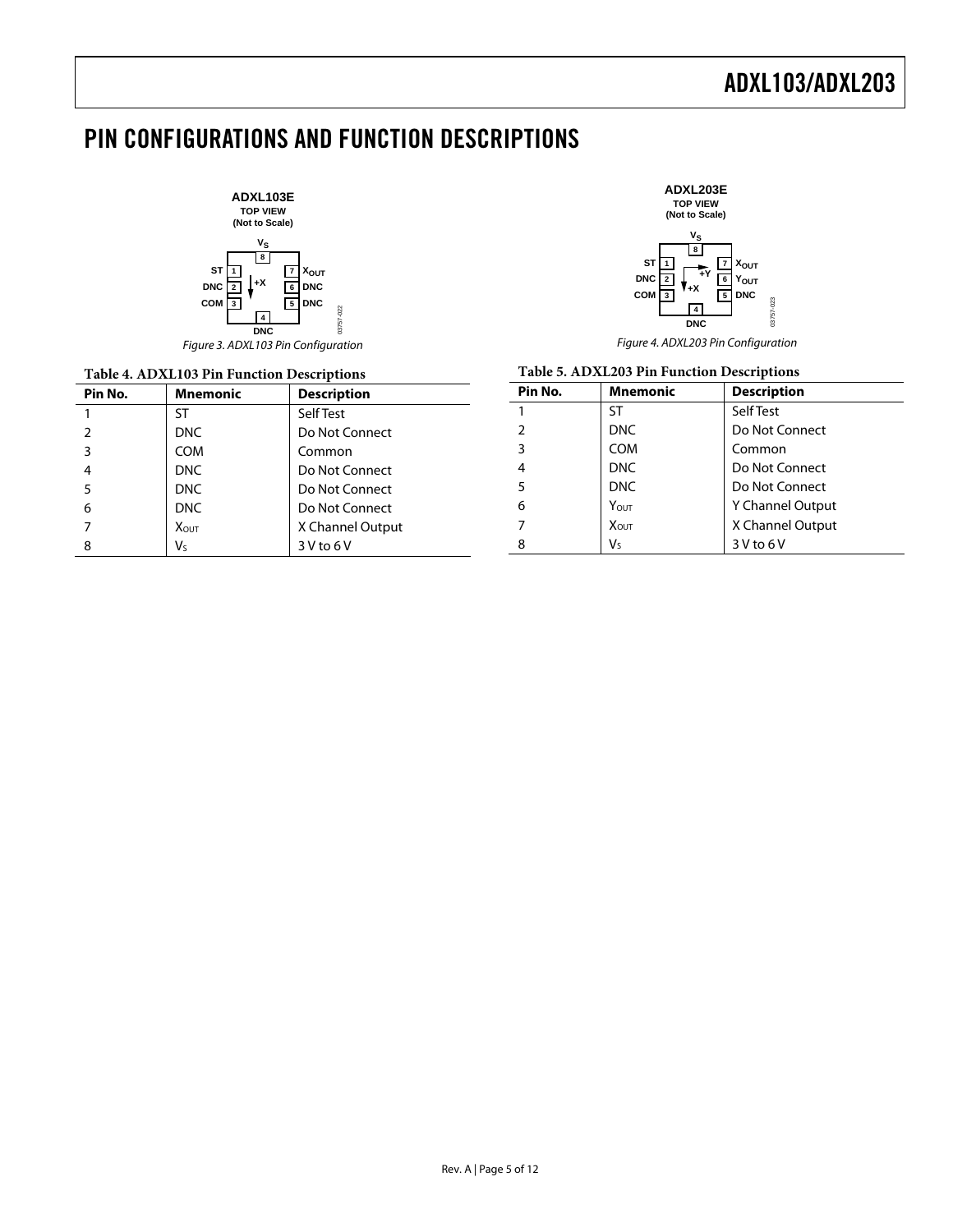# PIN CONFIGURATIONS AND FUNCTION DESCRIPTIONS

ADXL103E
TOP VIEW
(Not to Scale)

$V_S$
8
ST 1
DNC 2
COM 3
+X
7 $X_{OUT}$
6 DNC
5 DNC
4
DNC
03757-022

Figure 3. ADXL103 Pin Configuration

**Table 4. ADXL103 Pin Function Descriptions**

| Pin No. | Mnemonic | Description |
|---|---|---|
| 1 | ST | Self Test |
| 2 | DNC | Do Not Connect |
| 3 | COM | Common |
| 4 | DNC | Do Not Connect |
| 5 | DNC | Do Not Connect |
| 6 | DNC | Do Not Connect |
| 7 | $X_{OUT}$ | X Channel Output |
| 8 | $V_S$ | 3 V to 6 V |

ADXL203E
TOP VIEW
(Not to Scale)

$V_S$
8
ST 1
DNC 2
COM 3
+Y
+X
7 $X_{OUT}$
6 $Y_{OUT}$
5 DNC
4
DNC
03757-023

Figure 4. ADXL203 Pin Configuration

**Table 5. ADXL203 Pin Function Descriptions**

| Pin No. | Mnemonic | Description |
|---|---|---|
| 1 | ST | Self Test |
| 2 | DNC | Do Not Connect |
| 3 | COM | Common |
| 4 | DNC | Do Not Connect |
| 5 | DNC | Do Not Connect |
| 6 | $Y_{OUT}$ | Y Channel Output |
| 7 | $X_{OUT}$ | X Channel Output |
| 8 | $V_S$ | 3 V to 6 V |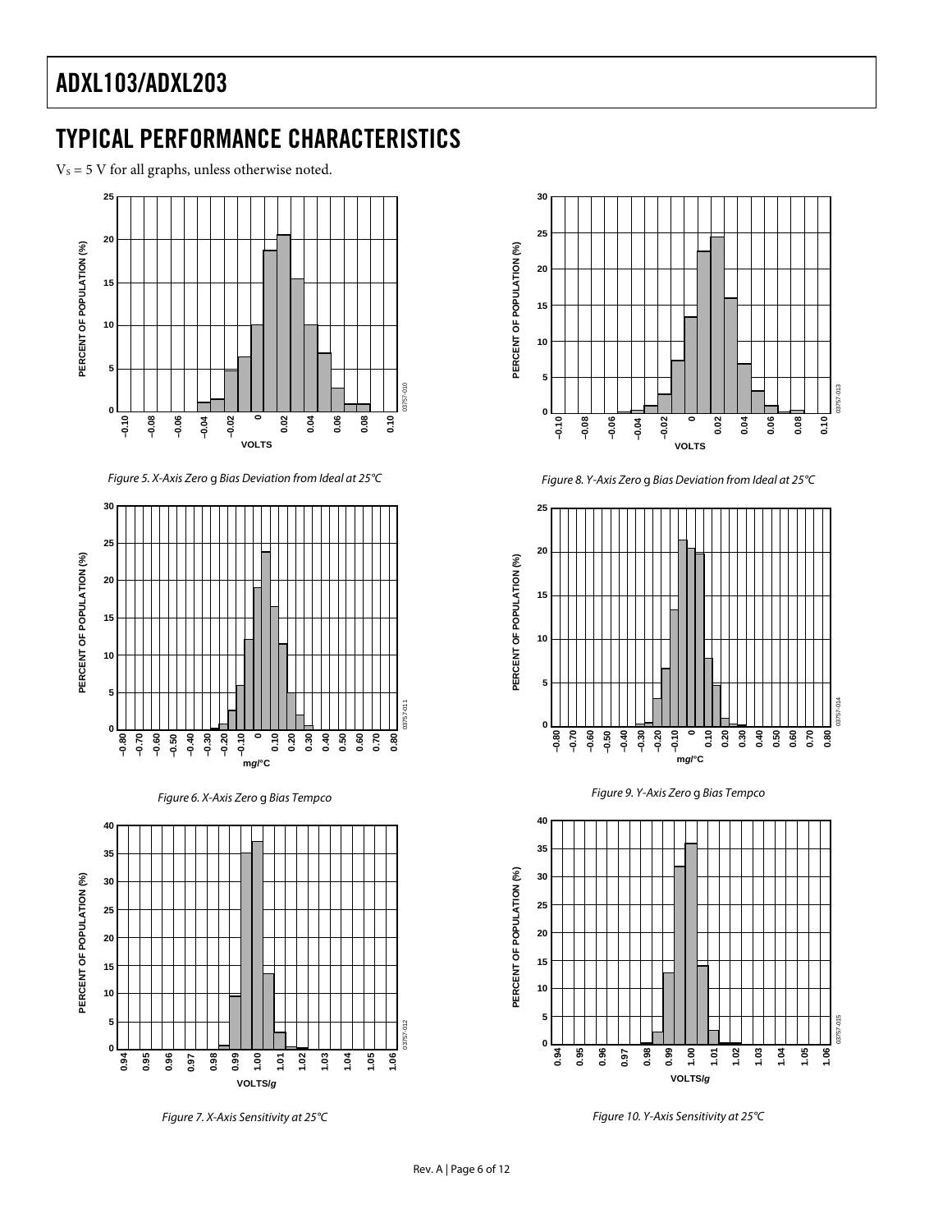## TYPICAL PERFORMANCE CHARACTERISTICS

$V_S$ = 5 V for all graphs, unless otherwise noted.

PERCENT OF POPULATION (%)
25
20
15
10
5
0
–0.10 –0.08 –0.06 –0.04 –0.02 0 0.02 0.04 0.06 0.08 0.10
VOLTS
03757-010

*Figure 5. X-Axis Zero g Bias Deviation from Ideal at 25°C*

PERCENT OF POPULATION (%)
30
25
20
15
10
5
0
–0.80 –0.70 –0.60 –0.50 –0.40 –0.30 –0.20 –0.10 0 0.10 0.20 0.30 0.40 0.50 0.60 0.70 0.80
mg/°C
03757-011

*Figure 6. X-Axis Zero g Bias Tempco*

PERCENT OF POPULATION (%)
40
35
30
25
20
15
10
5
0
0.94 0.95 0.96 0.97 0.98 0.99 1.00 1.01 1.02 1.03 1.04 1.05 1.06
VOLTS/g
03757-012

*Figure 7. X-Axis Sensitivity at 25°C*

PERCENT OF POPULATION (%)
30
25
20
15
10
5
0
–0.10 –0.08 –0.06 –0.04 –0.02 0 0.02 0.04 0.06 0.08 0.10
VOLTS
03757-013

*Figure 8. Y-Axis Zero g Bias Deviation from Ideal at 25°C*

PERCENT OF POPULATION (%)
25
20
15
10
5
0
–0.80 –0.70 –0.60 –0.50 –0.40 –0.30 –0.20 –0.10 0 0.10 0.20 0.30 0.40 0.50 0.60 0.70 0.80
mg/°C
03757-014

*Figure 9. Y-Axis Zero g Bias Tempco*

PERCENT OF POPULATION (%)
40
35
30
25
20
15
10
5
0
0.94 0.95 0.96 0.97 0.98 0.99 1.00 1.01 1.02 1.03 1.04 1.05 1.06
VOLTS/g
03757-015

*Figure 10. Y-Axis Sensitivity at 25°C*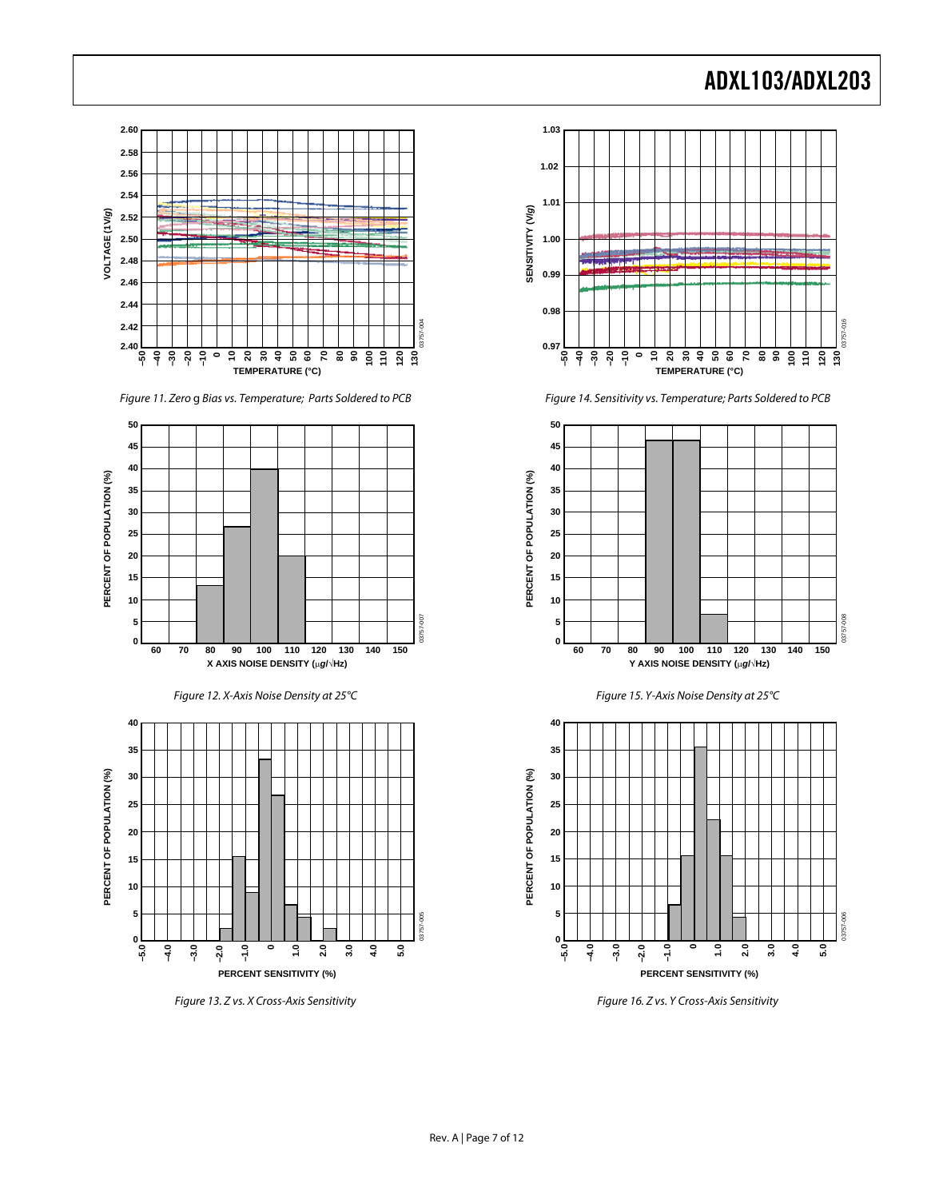2.60
2.58
2.56
2.54
2.52
2.50
2.48
2.46
2.44
2.42
2.40
VOLTAGE (1V/g)
–50 –40 –30 –20 –10 0 10 20 30 40 50 60 70 80 90 100 110 120 130
TEMPERATURE (°C)
03757-004

*Figure 11. Zero g Bias vs. Temperature; Parts Soldered to PCB*

50
45
40
35
30
25
20
15
10
5
0
PERCENT OF POPULATION (%)
60 70 80 90 100 110 120 130 140 150
X AXIS NOISE DENSITY (µg/√Hz)
03757-007

*Figure 12. X-Axis Noise Density at 25°C*

40
35
30
25
20
15
10
5
0
PERCENT OF POPULATION (%)
–5.0 –4.0 –3.0 –2.0 –1.0 0 1.0 2.0 3.0 4.0 5.0
PERCENT SENSITIVITY (%)
03757-005

*Figure 13. Z vs. X Cross-Axis Sensitivity*

1.03
1.02
1.01
1.00
0.99
0.98
0.97
SENSITIVITY (V/g)
–50 –40 –30 –20 –10 0 10 20 30 40 50 60 70 80 90 100 110 120 130
TEMPERATURE (°C)
03757-016

*Figure 14. Sensitivity vs. Temperature; Parts Soldered to PCB*

50
45
40
35
30
25
20
15
10
5
0
PERCENT OF POPULATION (%)
60 70 80 90 100 110 120 130 140 150
Y AXIS NOISE DENSITY (µg/√Hz)
03757-008

*Figure 15. Y-Axis Noise Density at 25°C*

40
35
30
25
20
15
10
5
0
PERCENT OF POPULATION (%)
–5.0 –4.0 –3.0 –2.0 –1.0 0 1.0 2.0 3.0 4.0 5.0
PERCENT SENSITIVITY (%)
03757-006

*Figure 16. Z vs. Y Cross-Axis Sensitivity*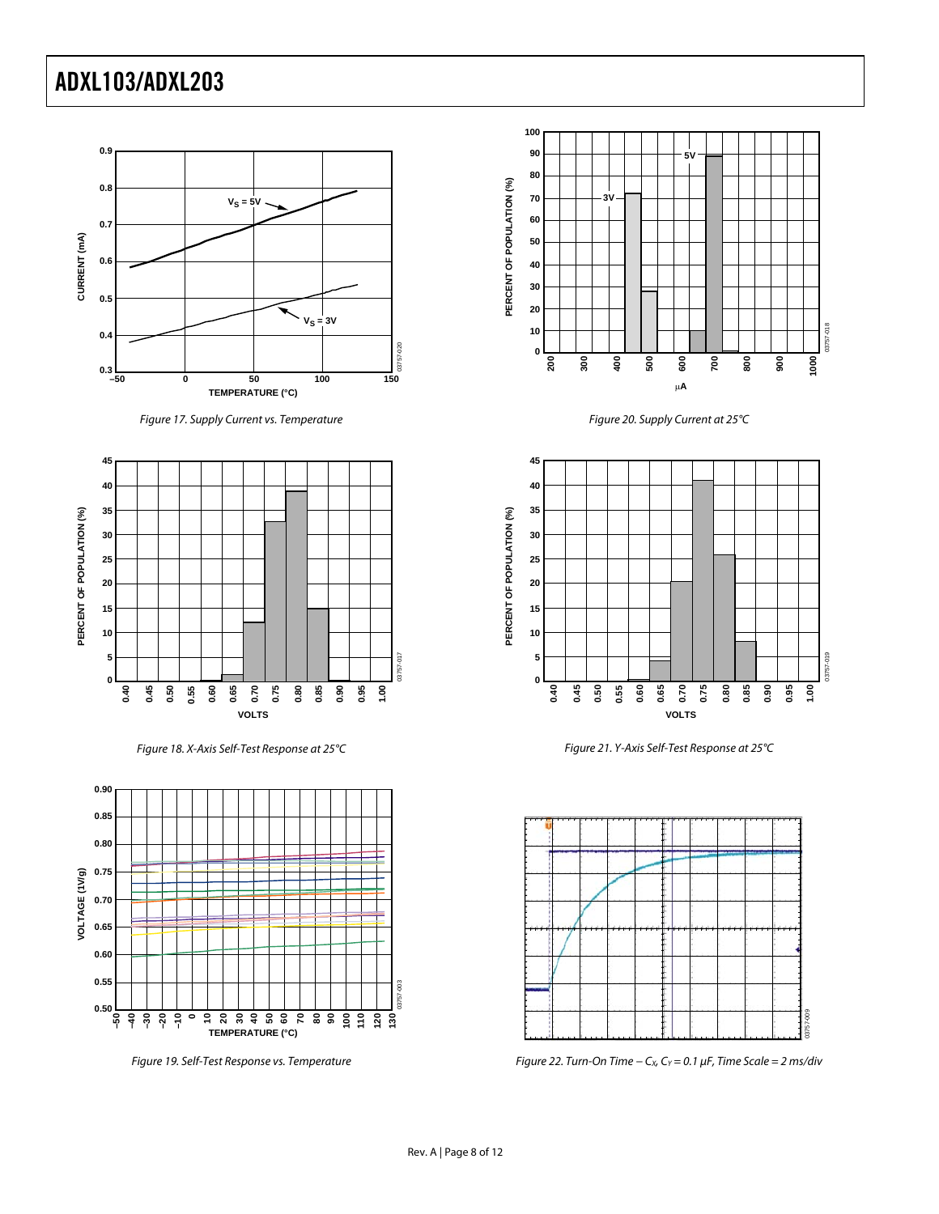Figure 17. Supply Current vs. Temperature

Figure 18. X-Axis Self-Test Response at 25°C

Figure 19. Self-Test Response vs. Temperature

Figure 20. Supply Current at 25°C

Figure 21. Y-Axis Self-Test Response at 25°C

Figure 22. Turn-On Time – $C_X$, $C_Y$ = 0.1 μF, Time Scale = 2 ms/div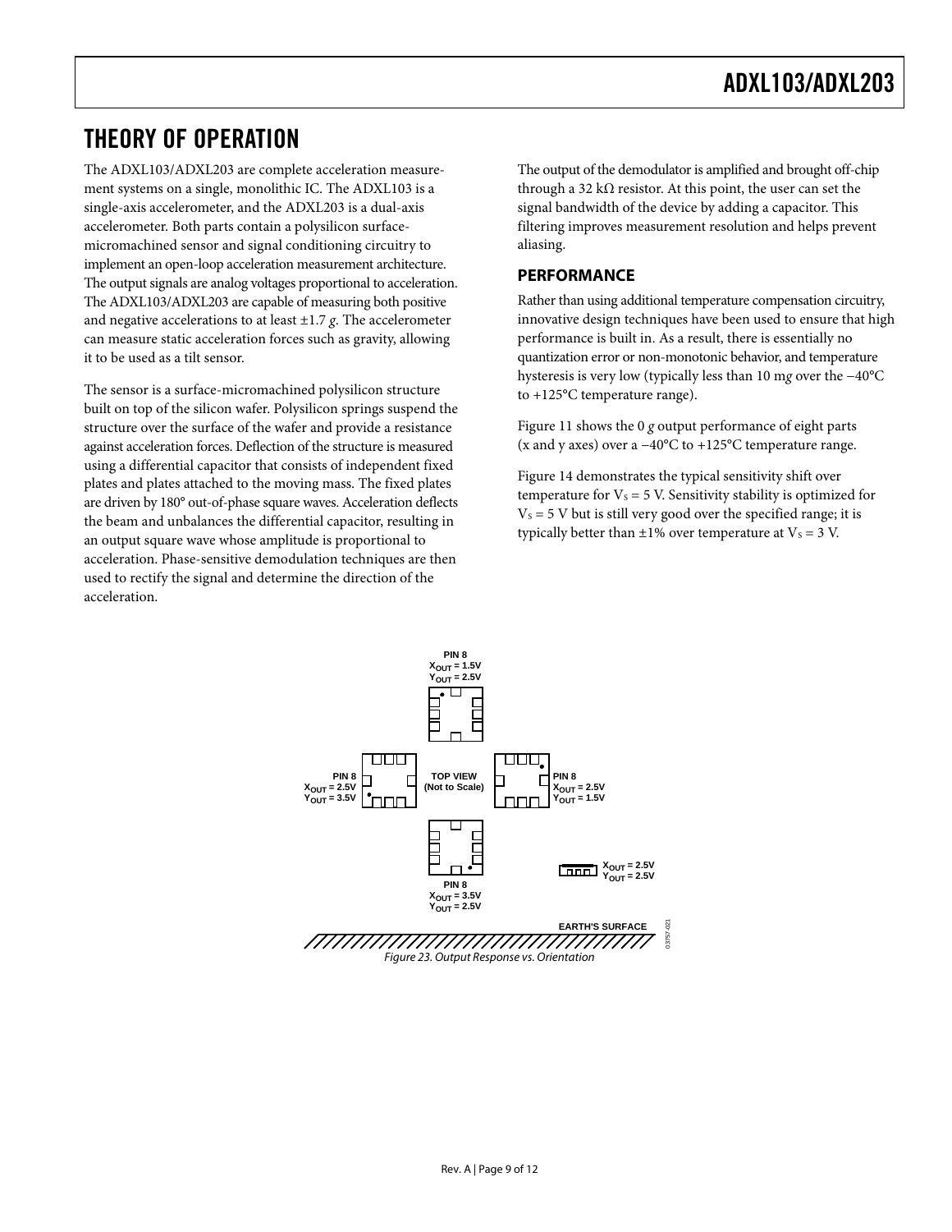# THEORY OF OPERATION

The ADXL103/ADXL203 are complete acceleration measurement systems on a single, monolithic IC. The ADXL103 is a single-axis accelerometer, and the ADXL203 is a dual-axis accelerometer. Both parts contain a polysilicon surface-micromachined sensor and signal conditioning circuitry to implement an open-loop acceleration measurement architecture. The output signals are analog voltages proportional to acceleration. The ADXL103/ADXL203 are capable of measuring both positive and negative accelerations to at least ±1.7 *g*. The accelerometer can measure static acceleration forces such as gravity, allowing it to be used as a tilt sensor.

The sensor is a surface-micromachined polysilicon structure built on top of the silicon wafer. Polysilicon springs suspend the structure over the surface of the wafer and provide a resistance against acceleration forces. Deflection of the structure is measured using a differential capacitor that consists of independent fixed plates and plates attached to the moving mass. The fixed plates are driven by 180° out-of-phase square waves. Acceleration deflects the beam and unbalances the differential capacitor, resulting in an output square wave whose amplitude is proportional to acceleration. Phase-sensitive demodulation techniques are then used to rectify the signal and determine the direction of the acceleration.

The output of the demodulator is amplified and brought off-chip through a 32 kΩ resistor. At this point, the user can set the signal bandwidth of the device by adding a capacitor. This filtering improves measurement resolution and helps prevent aliasing.

## PERFORMANCE

Rather than using additional temperature compensation circuitry, innovative design techniques have been used to ensure that high performance is built in. As a result, there is essentially no quantization error or non-monotonic behavior, and temperature hysteresis is very low (typically less than 10 m*g* over the −40°C to +125°C temperature range).

Figure 11 shows the 0 *g* output performance of eight parts (x and y axes) over a −40°C to +125°C temperature range.

Figure 14 demonstrates the typical sensitivity shift over temperature for $V_S$ = 5 V. Sensitivity stability is optimized for $V_S$ = 5 V but is still very good over the specified range; it is typically better than ±1% over temperature at $V_S$ = 3 V.

PIN 8
$X_{OUT}$ = 1.5V
$Y_{OUT}$ = 2.5V

PIN 8
$X_{OUT}$ = 2.5V
$Y_{OUT}$ = 3.5V

TOP VIEW
(Not to Scale)

PIN 8
$X_{OUT}$ = 2.5V
$Y_{OUT}$ = 1.5V

PIN 8
$X_{OUT}$ = 3.5V
$Y_{OUT}$ = 2.5V

$X_{OUT}$ = 2.5V
$Y_{OUT}$ = 2.5V

EARTH'S SURFACE

03757-021

Figure 23. Output Response vs. Orientation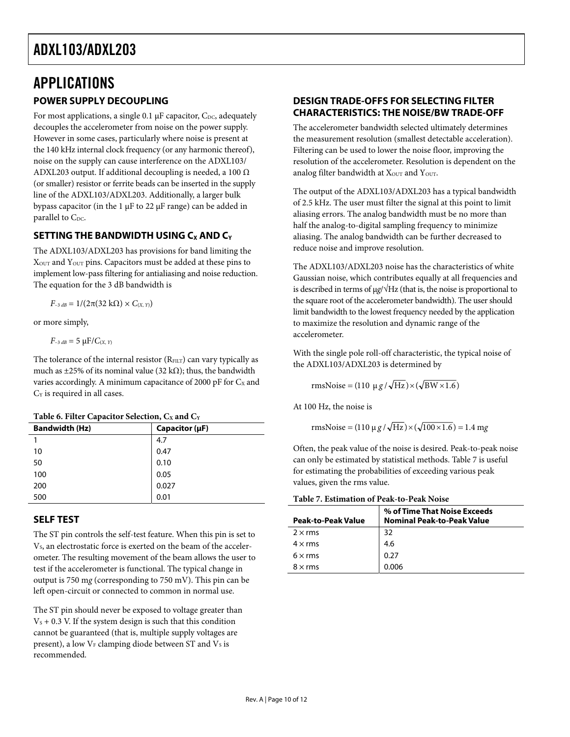# APPLICATIONS

## POWER SUPPLY DECOUPLING

For most applications, a single 0.1 μF capacitor, $C_{DC}$, adequately decouples the accelerometer from noise on the power supply. However in some cases, particularly where noise is present at the 140 kHz internal clock frequency (or any harmonic thereof), noise on the supply can cause interference on the ADXL103/ADXL203 output. If additional decoupling is needed, a 100 Ω (or smaller) resistor or ferrite beads can be inserted in the supply line of the ADXL103/ADXL203. Additionally, a larger bulk bypass capacitor (in the 1 μF to 22 μF range) can be added in parallel to $C_{DC}$.

## SETTING THE BANDWIDTH USING $C_X$ AND $C_Y$

The ADXL103/ADXL203 has provisions for band limiting the $X_{OUT}$ and $Y_{OUT}$ pins. Capacitors must be added at these pins to implement low-pass filtering for antialiasing and noise reduction. The equation for the 3 dB bandwidth is

$$F_{-3\,dB} = 1/(2\pi(32\text{ k}\Omega) \times C_{(X,\,Y)})$$

or more simply,

$$F_{-3\,dB} = 5\ \mu\text{F}/C_{(X,\,Y)}$$

The tolerance of the internal resistor ($R_{FILT}$) can vary typically as much as ±25% of its nominal value (32 kΩ); thus, the bandwidth varies accordingly. A minimum capacitance of 2000 pF for $C_X$ and $C_Y$ is required in all cases.

**Table 6. Filter Capacitor Selection, $C_X$ and $C_Y$**

| Bandwidth (Hz) | Capacitor (μF) |
|---|---|
| 1 | 4.7 |
| 10 | 0.47 |
| 50 | 0.10 |
| 100 | 0.05 |
| 200 | 0.027 |
| 500 | 0.01 |

## SELF TEST

The ST pin controls the self-test feature. When this pin is set to $V_S$, an electrostatic force is exerted on the beam of the accelerometer. The resulting movement of the beam allows the user to test if the accelerometer is functional. The typical change in output is 750 m*g* (corresponding to 750 mV). This pin can be left open-circuit or connected to common in normal use.

The ST pin should never be exposed to voltage greater than $V_S$ + 0.3 V. If the system design is such that this condition cannot be guaranteed (that is, multiple supply voltages are present), a low $V_F$ clamping diode between ST and $V_S$ is recommended.

## DESIGN TRADE-OFFS FOR SELECTING FILTER CHARACTERISTICS: THE NOISE/BW TRADE-OFF

The accelerometer bandwidth selected ultimately determines the measurement resolution (smallest detectable acceleration). Filtering can be used to lower the noise floor, improving the resolution of the accelerometer. Resolution is dependent on the analog filter bandwidth at $X_{OUT}$ and $Y_{OUT}$.

The output of the ADXL103/ADXL203 has a typical bandwidth of 2.5 kHz. The user must filter the signal at this point to limit aliasing errors. The analog bandwidth must be no more than half the analog-to-digital sampling frequency to minimize aliasing. The analog bandwidth can be further decreased to reduce noise and improve resolution.

The ADXL103/ADXL203 noise has the characteristics of white Gaussian noise, which contributes equally at all frequencies and is described in terms of μ*g*/√Hz (that is, the noise is proportional to the square root of the accelerometer bandwidth). The user should limit bandwidth to the lowest frequency needed by the application to maximize the resolution and dynamic range of the accelerometer.

With the single pole roll-off characteristic, the typical noise of the ADXL103/ADXL203 is determined by

$$\text{rmsNoise} = (110\ \mu g/\sqrt{\text{Hz}}) \times (\sqrt{\text{BW} \times 1.6})$$

At 100 Hz, the noise is

$$\text{rmsNoise} = (110\ \mu g/\sqrt{\text{Hz}}) \times (\sqrt{100 \times 1.6}) = 1.4\ \text{m}g$$

Often, the peak value of the noise is desired. Peak-to-peak noise can only be estimated by statistical methods. Table 7 is useful for estimating the probabilities of exceeding various peak values, given the rms value.

**Table 7. Estimation of Peak-to-Peak Noise**

| Peak-to-Peak Value | % of Time That Noise Exceeds Nominal Peak-to-Peak Value |
|---|---|
| 2 × rms | 32 |
| 4 × rms | 4.6 |
| 6 × rms | 0.27 |
| 8 × rms | 0.006 |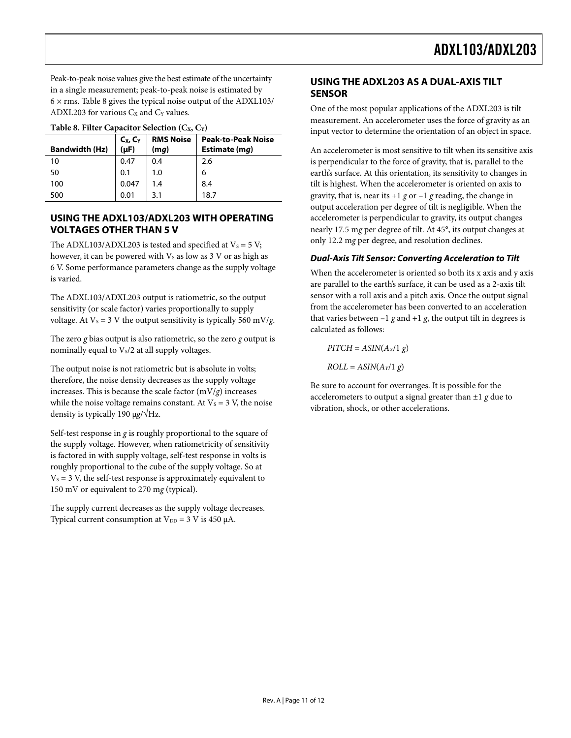Peak-to-peak noise values give the best estimate of the uncertainty in a single measurement; peak-to-peak noise is estimated by 6 × rms. Table 8 gives the typical noise output of the ADXL103/ ADXL203 for various $C_X$ and $C_Y$ values.

**Table 8. Filter Capacitor Selection ($C_X$, $C_Y$)**

| Bandwidth (Hz) | $C_X$, $C_Y$ (µF) | RMS Noise (m*g*) | Peak-to-Peak Noise Estimate (m*g*) |
|---|---|---|---|
| 10 | 0.47 | 0.4 | 2.6 |
| 50 | 0.1 | 1.0 | 6 |
| 100 | 0.047 | 1.4 | 8.4 |
| 500 | 0.01 | 3.1 | 18.7 |

## USING THE ADXL103/ADXL203 WITH OPERATING VOLTAGES OTHER THAN 5 V

The ADXL103/ADXL203 is tested and specified at $V_S$ = 5 V; however, it can be powered with $V_S$ as low as 3 V or as high as 6 V. Some performance parameters change as the supply voltage is varied.

The ADXL103/ADXL203 output is ratiometric, so the output sensitivity (or scale factor) varies proportionally to supply voltage. At $V_S$ = 3 V the output sensitivity is typically 560 mV/*g*.

The zero *g* bias output is also ratiometric, so the zero *g* output is nominally equal to $V_S/2$ at all supply voltages.

The output noise is not ratiometric but is absolute in volts; therefore, the noise density decreases as the supply voltage increases. This is because the scale factor (mV/*g*) increases while the noise voltage remains constant. At $V_S$ = 3 V, the noise density is typically 190 µ*g*/√Hz.

Self-test response in *g* is roughly proportional to the square of the supply voltage. However, when ratiometricity of sensitivity is factored in with supply voltage, self-test response in volts is roughly proportional to the cube of the supply voltage. So at $V_S$ = 3 V, the self-test response is approximately equivalent to 150 mV or equivalent to 270 m*g* (typical).

The supply current decreases as the supply voltage decreases. Typical current consumption at $V_{DD}$ = 3 V is 450 µA.

## USING THE ADXL203 AS A DUAL-AXIS TILT SENSOR

One of the most popular applications of the ADXL203 is tilt measurement. An accelerometer uses the force of gravity as an input vector to determine the orientation of an object in space.

An accelerometer is most sensitive to tilt when its sensitive axis is perpendicular to the force of gravity, that is, parallel to the earth's surface. At this orientation, its sensitivity to changes in tilt is highest. When the accelerometer is oriented on axis to gravity, that is, near its +1 *g* or −1 *g* reading, the change in output acceleration per degree of tilt is negligible. When the accelerometer is perpendicular to gravity, its output changes nearly 17.5 m*g* per degree of tilt. At 45°, its output changes at only 12.2 m*g* per degree, and resolution declines.

### *Dual-Axis Tilt Sensor: Converting Acceleration to Tilt*

When the accelerometer is oriented so both its x axis and y axis are parallel to the earth's surface, it can be used as a 2-axis tilt sensor with a roll axis and a pitch axis. Once the output signal from the accelerometer has been converted to an acceleration that varies between −1 *g* and +1 *g*, the output tilt in degrees is calculated as follows:

$$PITCH = ASIN(A_X/1\ g)$$

$$ROLL = ASIN(A_Y/1\ g)$$

Be sure to account for overranges. It is possible for the accelerometers to output a signal greater than ±1 *g* due to vibration, shock, or other accelerations.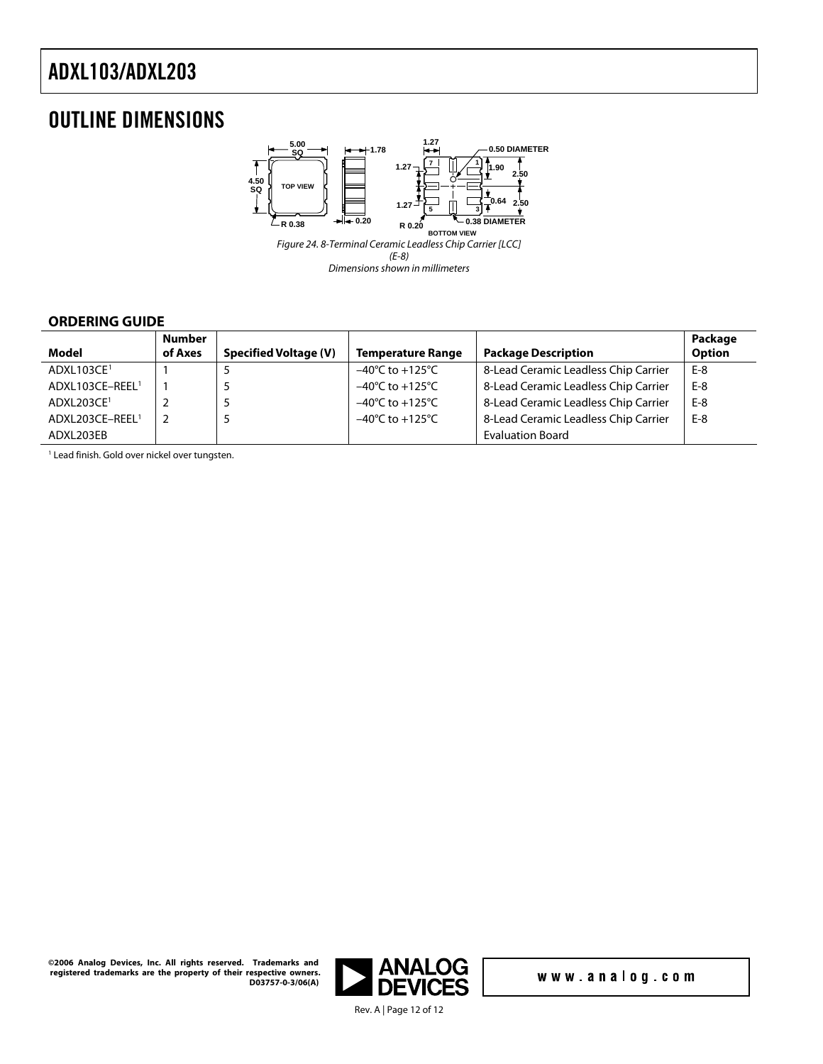## OUTLINE DIMENSIONS

5.00 SQ
4.50 SQ
TOP VIEW
R 0.38
1.78
0.20
1.27
1.27
1.27
R 0.20
0.50 DIAMETER
1.90
2.50
0.64
2.50
0.38 DIAMETER
7
1
5
3
BOTTOM VIEW

*Figure 24. 8-Terminal Ceramic Leadless Chip Carrier [LCC]*
*(E-8)*
*Dimensions shown in millimeters*

### ORDERING GUIDE

| Model | Number of Axes | Specified Voltage (V) | Temperature Range | Package Description | Package Option |
|---|---|---|---|---|---|
| ADXL103CE[1] | 1 | 5 | −40°C to +125°C | 8-Lead Ceramic Leadless Chip Carrier | E-8 |
| ADXL103CE–REEL[1] | 1 | 5 | −40°C to +125°C | 8-Lead Ceramic Leadless Chip Carrier | E-8 |
| ADXL203CE[1] | 2 | 5 | −40°C to +125°C | 8-Lead Ceramic Leadless Chip Carrier | E-8 |
| ADXL203CE–REEL[1] | 2 | 5 | −40°C to +125°C | 8-Lead Ceramic Leadless Chip Carrier | E-8 |
| ADXL203EB | | | | Evaluation Board | |

[1] Lead finish. Gold over nickel over tungsten.

©2006 Analog Devices, Inc. All rights reserved. Trademarks and registered trademarks are the property of their respective owners.
D03757-0-3/06(A)